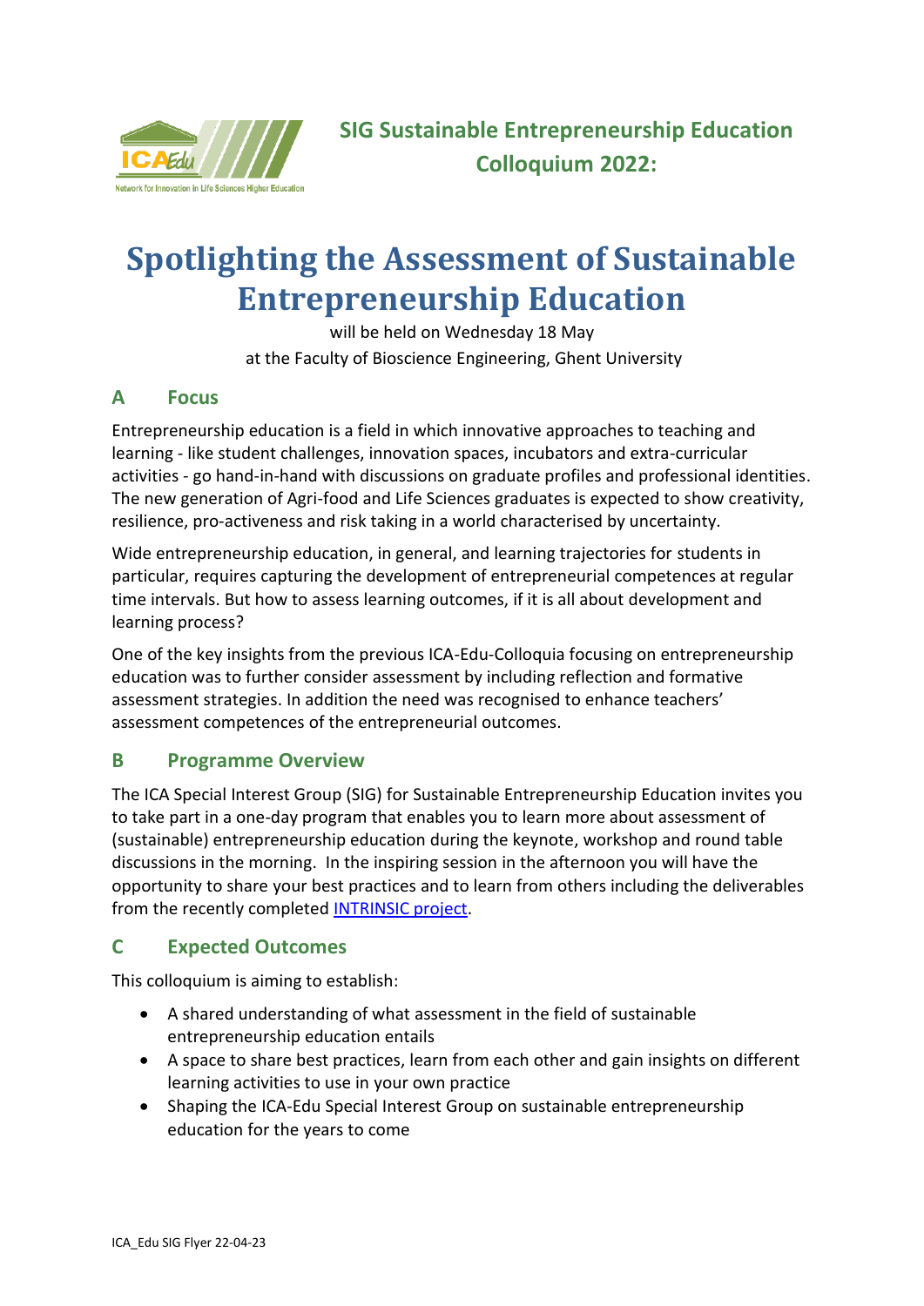SIG Sustainable Entrepreneurship Education Colloquium 2022:

# Spotlighting the Assessment of Sustainable Entrepreneurship Education

will be held on Wednesday 18 May
at the Faculty of Bioscience Engineering, Ghent University

## A Focus

Entrepreneurship education is a field in which innovative approaches to teaching and learning - like student challenges, innovation spaces, incubators and extra-curricular activities - go hand-in-hand with discussions on graduate profiles and professional identities. The new generation of Agri-food and Life Sciences graduates is expected to show creativity, resilience, pro-activeness and risk taking in a world characterised by uncertainty.

Wide entrepreneurship education, in general, and learning trajectories for students in particular, requires capturing the development of entrepreneurial competences at regular time intervals. But how to assess learning outcomes, if it is all about development and learning process?

One of the key insights from the previous ICA-Edu-Colloquia focusing on entrepreneurship education was to further consider assessment by including reflection and formative assessment strategies. In addition the need was recognised to enhance teachers' assessment competences of the entrepreneurial outcomes.

## B Programme Overview

The ICA Special Interest Group (SIG) for Sustainable Entrepreneurship Education invites you to take part in a one-day program that enables you to learn more about assessment of (sustainable) entrepreneurship education during the keynote, workshop and round table discussions in the morning. In the inspiring session in the afternoon you will have the opportunity to share your best practices and to learn from others including the deliverables from the recently completed INTRINSIC project.

## C Expected Outcomes

This colloquium is aiming to establish:

- A shared understanding of what assessment in the field of sustainable entrepreneurship education entails
- A space to share best practices, learn from each other and gain insights on different learning activities to use in your own practice
- Shaping the ICA-Edu Special Interest Group on sustainable entrepreneurship education for the years to come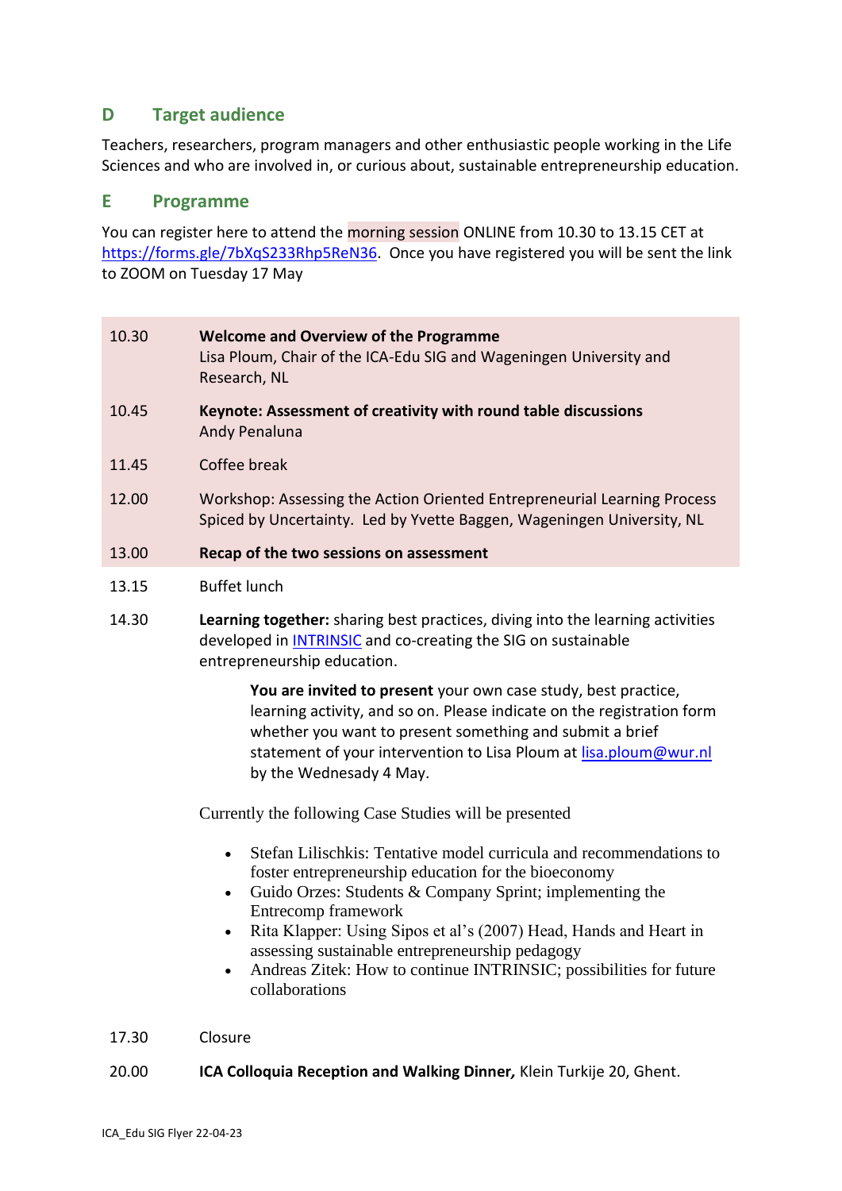## D Target audience

Teachers, researchers, program managers and other enthusiastic people working in the Life Sciences and who are involved in, or curious about, sustainable entrepreneurship education.

## E Programme

You can register here to attend the morning session ONLINE from 10.30 to 13.15 CET at https://forms.gle/7bXqS233Rhp5ReN36. Once you have registered you will be sent the link to ZOOM on Tuesday 17 May

| | |
|---|---|
| 10.30 | **Welcome and Overview of the Programme**<br>Lisa Ploum, Chair of the ICA-Edu SIG and Wageningen University and Research, NL |
| 10.45 | **Keynote: Assessment of creativity with round table discussions**<br>Andy Penaluna |
| 11.45 | Coffee break |
| 12.00 | Workshop: Assessing the Action Oriented Entrepreneurial Learning Process Spiced by Uncertainty. Led by Yvette Baggen, Wageningen University, NL |
| 13.00 | **Recap of the two sessions on assessment** |
| 13.15 | Buffet lunch |
| 14.30 | **Learning together:** sharing best practices, diving into the learning activities developed in INTRINSIC and co-creating the SIG on sustainable entrepreneurship education. |

> **You are invited to present** your own case study, best practice, learning activity, and so on. Please indicate on the registration form whether you want to present something and submit a brief statement of your intervention to Lisa Ploum at lisa.ploum@wur.nl by the Wednesady 4 May.

Currently the following Case Studies will be presented

- Stefan Lilischkis: Tentative model curricula and recommendations to foster entrepreneurship education for the bioeconomy
- Guido Orzes: Students & Company Sprint; implementing the Entrecomp framework
- Rita Klapper: Using Sipos et al's (2007) Head, Hands and Heart in assessing sustainable entrepreneurship pedagogy
- Andreas Zitek: How to continue INTRINSIC; possibilities for future collaborations

| | |
|---|---|
| 17.30 | Closure |
| 20.00 | **ICA Colloquia Reception and Walking Dinner,** Klein Turkije 20, Ghent. |

ICA_Edu SIG Flyer 22-04-23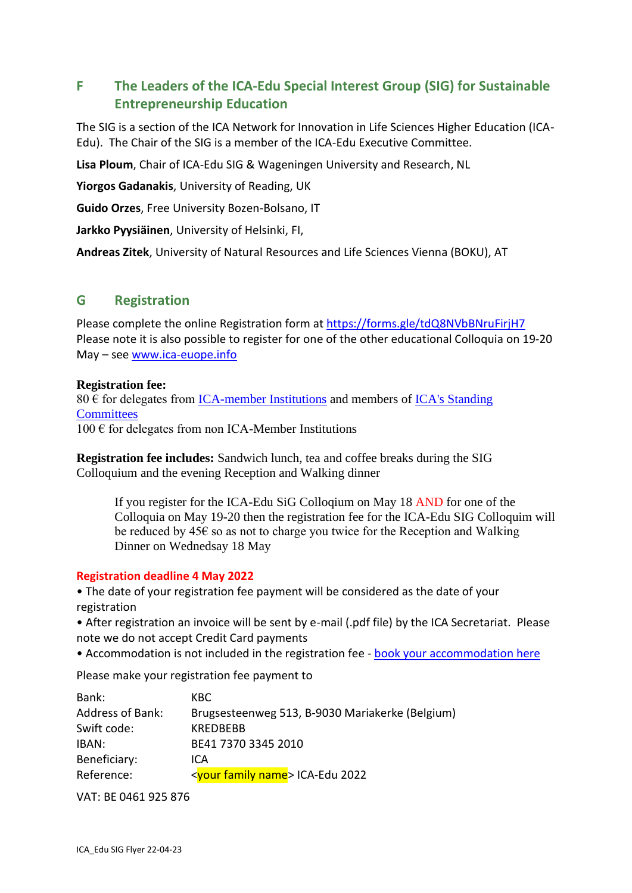## F The Leaders of the ICA-Edu Special Interest Group (SIG) for Sustainable Entrepreneurship Education

The SIG is a section of the ICA Network for Innovation in Life Sciences Higher Education (ICA-Edu). The Chair of the SIG is a member of the ICA-Edu Executive Committee.

**Lisa Ploum**, Chair of ICA-Edu SIG & Wageningen University and Research, NL

**Yiorgos Gadanakis**, University of Reading, UK

**Guido Orzes**, Free University Bozen-Bolsano, IT

**Jarkko Pyysiäinen**, University of Helsinki, FI,

**Andreas Zitek**, University of Natural Resources and Life Sciences Vienna (BOKU), AT

## G Registration

Please complete the online Registration form at https://forms.gle/tdQ8NVbBNruFirjH7
Please note it is also possible to register for one of the other educational Colloquia on 19-20 May – see www.ica-euope.info

**Registration fee:**
80 € for delegates from ICA-member Institutions and members of ICA's Standing Committees
100 € for delegates from non ICA-Member Institutions

**Registration fee includes:** Sandwich lunch, tea and coffee breaks during the SIG Colloquium and the evening Reception and Walking dinner

> If you register for the ICA-Edu SiG Colloqium on May 18 AND for one of the Colloquia on May 19-20 then the registration fee for the ICA-Edu SIG Colloquim will be reduced by 45€ so as not to charge you twice for the Reception and Walking Dinner on Wednedsay 18 May

**Registration deadline 4 May 2022**

• The date of your registration fee payment will be considered as the date of your registration
• After registration an invoice will be sent by e-mail (.pdf file) by the ICA Secretariat. Please note we do not accept Credit Card payments
• Accommodation is not included in the registration fee - book your accommodation here

Please make your registration fee payment to

| | |
|---|---|
| Bank: | KBC |
| Address of Bank: | Brugsesteenweg 513, B-9030 Mariakerke (Belgium) |
| Swift code: | KREDBEBB |
| IBAN: | BE41 7370 3345 2010 |
| Beneficiary: | ICA |
| Reference: | <your family name> ICA-Edu 2022 |

VAT: BE 0461 925 876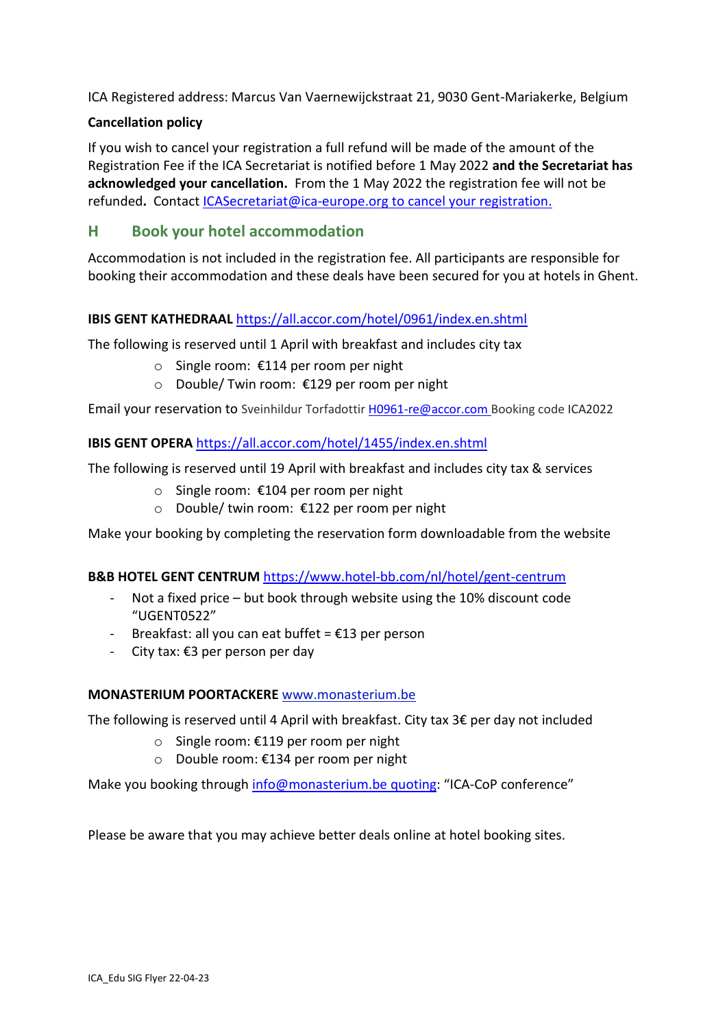ICA Registered address: Marcus Van Vaernewijckstraat 21, 9030 Gent-Mariakerke, Belgium

**Cancellation policy**

If you wish to cancel your registration a full refund will be made of the amount of the Registration Fee if the ICA Secretariat is notified before 1 May 2022 **and the Secretariat has acknowledged your cancellation.** From the 1 May 2022 the registration fee will not be refunded**.** Contact ICASecretariat@ica-europe.org to cancel your registration.

## H Book your hotel accommodation

Accommodation is not included in the registration fee. All participants are responsible for booking their accommodation and these deals have been secured for you at hotels in Ghent.

**IBIS GENT KATHEDRAAL** https://all.accor.com/hotel/0961/index.en.shtml

The following is reserved until 1 April with breakfast and includes city tax

- Single room: €114 per room per night
- Double/ Twin room: €129 per room per night

Email your reservation to Sveinhildur Torfadottir H0961-re@accor.com Booking code ICA2022

**IBIS GENT OPERA** https://all.accor.com/hotel/1455/index.en.shtml

The following is reserved until 19 April with breakfast and includes city tax & services

- Single room: €104 per room per night
- Double/ twin room: €122 per room per night

Make your booking by completing the reservation form downloadable from the website

**B&B HOTEL GENT CENTRUM** https://www.hotel-bb.com/nl/hotel/gent-centrum

- Not a fixed price – but book through website using the 10% discount code "UGENT0522"
- Breakfast: all you can eat buffet = €13 per person
- City tax: €3 per person per day

**MONASTERIUM POORTACKERE** www.monasterium.be

The following is reserved until 4 April with breakfast. City tax 3€ per day not included

- Single room: €119 per room per night
- Double room: €134 per room per night

Make you booking through info@monasterium.be quoting: "ICA-CoP conference"

Please be aware that you may achieve better deals online at hotel booking sites.

ICA_Edu SIG Flyer 22-04-23